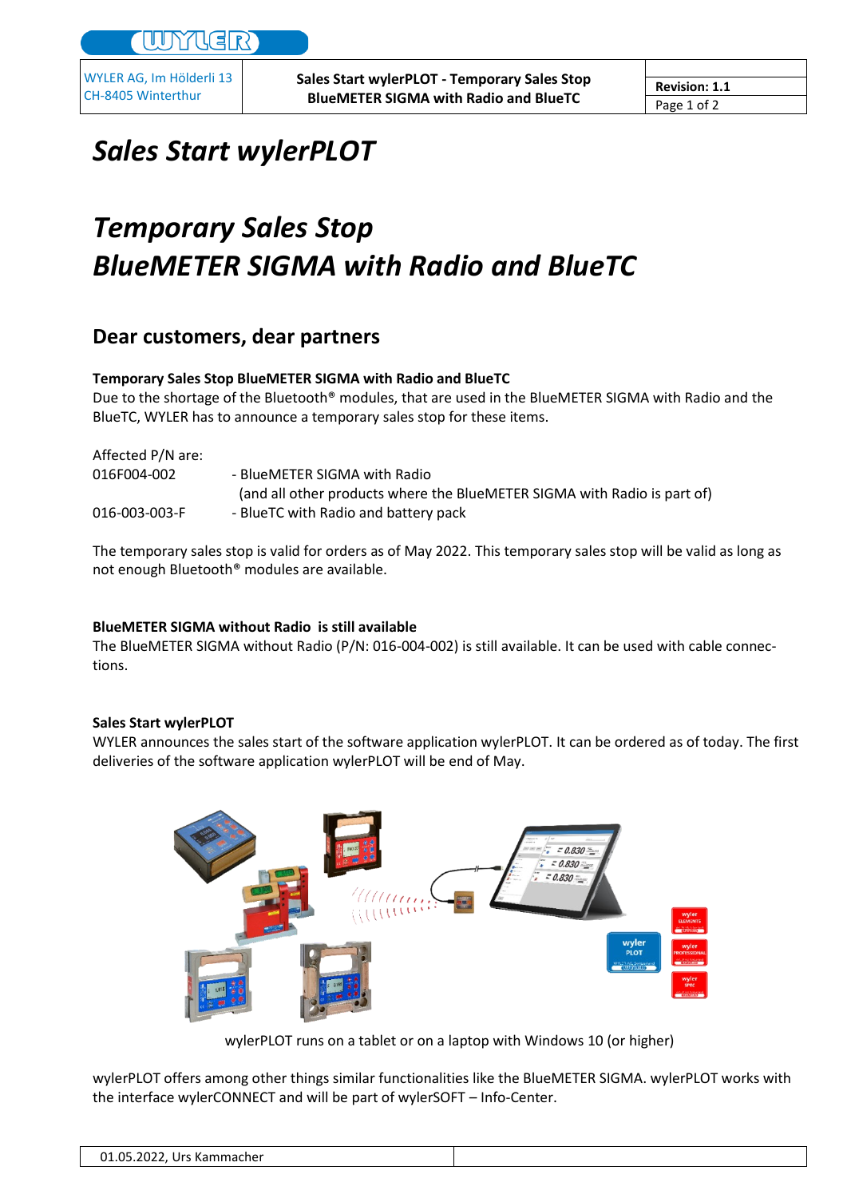# Sales Start wylerPLOT

# Temporary Sales Stop BlueMETER SIGMA with Radio and BlueTC

## Dear customers, dear partners

**Temporary Sales Stop BlueMETER SIGMA with Radio and BlueTC**

Due to the shortage of the Bluetooth® modules, that are used in the BlueMETER SIGMA with Radio and the BlueTC, WYLER has to announce a temporary sales stop for these items.

Affected P/N are:

016F004-002 - BlueMETER SIGMA with Radio
(and all other products where the BlueMETER SIGMA with Radio is part of)

016-003-003-F - BlueTC with Radio and battery pack

The temporary sales stop is valid for orders as of May 2022. This temporary sales stop will be valid as long as not enough Bluetooth® modules are available.

**BlueMETER SIGMA without Radio is still available**

The BlueMETER SIGMA without Radio (P/N: 016-004-002) is still available. It can be used with cable connections.

**Sales Start wylerPLOT**

WYLER announces the sales start of the software application wylerPLOT. It can be ordered as of today. The first deliveries of the software application wylerPLOT will be end of May.

wylerPLOT runs on a tablet or on a laptop with Windows 10 (or higher)

wylerPLOT offers among other things similar functionalities like the BlueMETER SIGMA. wylerPLOT works with the interface wylerCONNECT and will be part of wylerSOFT – Info-Center.

01.05.2022, Urs Kammacher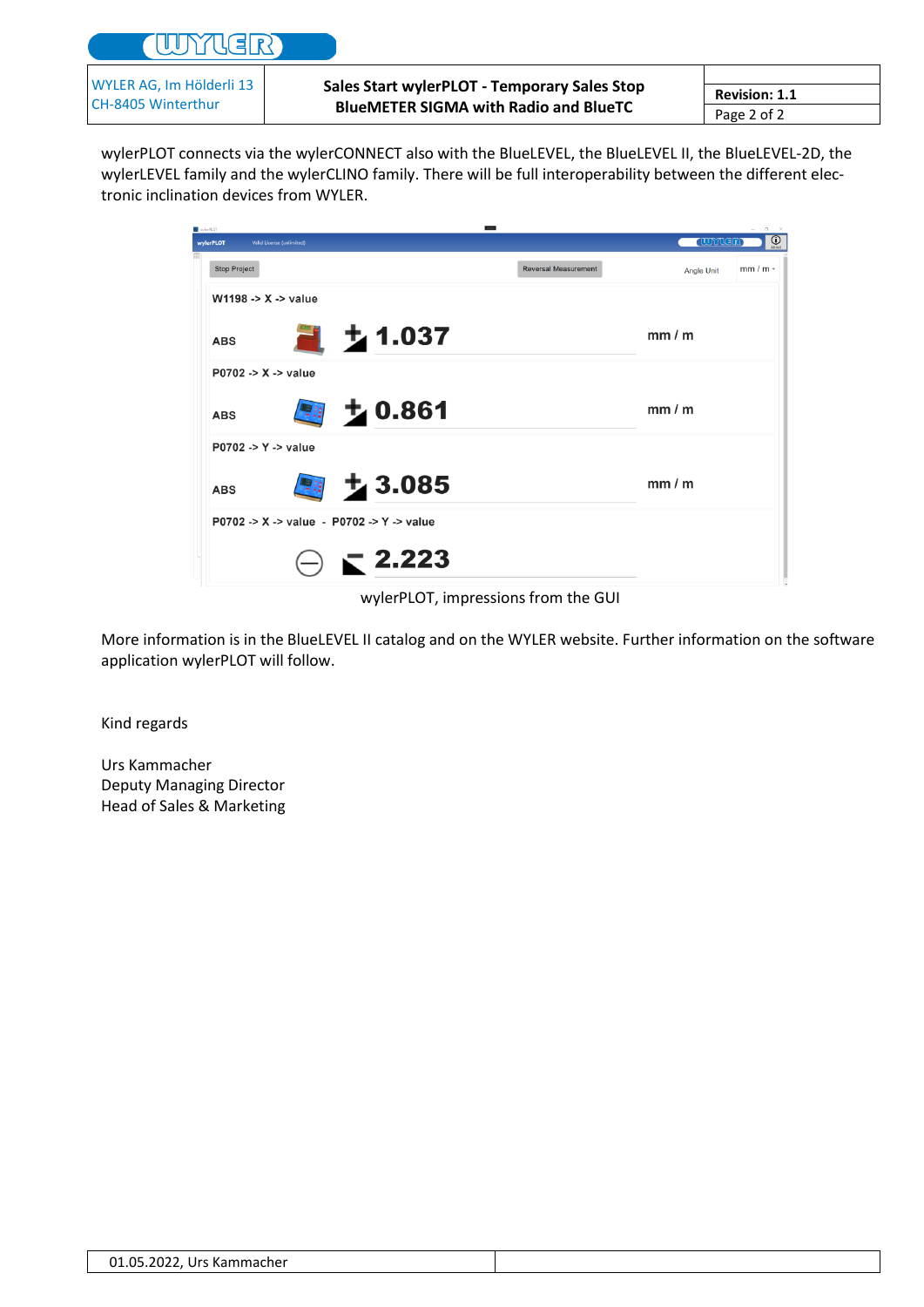wylerPLOT connects via the wylerCONNECT also with the BlueLEVEL, the BlueLEVEL II, the BlueLEVEL-2D, the wylerLEVEL family and the wylerCLINO family. There will be full interoperability between the different electronic inclination devices from WYLER.

wylerPLOT, impressions from the GUI

More information is in the BlueLEVEL II catalog and on the WYLER website. Further information on the software application wylerPLOT will follow.

Kind regards

Urs Kammacher
Deputy Managing Director
Head of Sales & Marketing